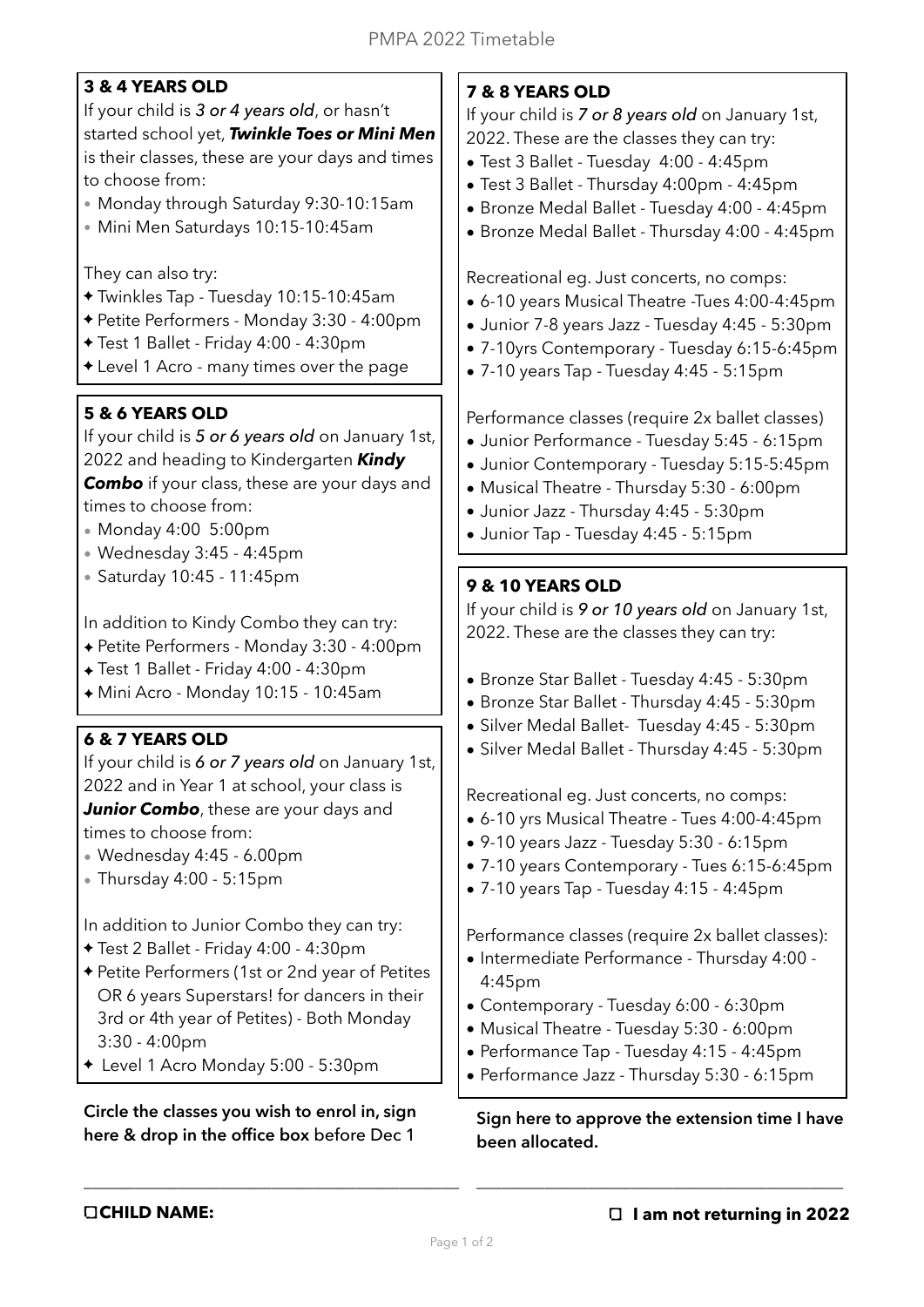# PMPA 2022 Timetable

## 3 & 4 YEARS OLD

If your child is *3 or 4 years old*, or hasn't started school yet, ***Twinkle Toes or Mini Men*** is their classes, these are your days and times to choose from:

- Monday through Saturday 9:30-10:15am
- Mini Men Saturdays 10:15-10:45am

They can also try:

- ✦ Twinkles Tap - Tuesday 10:15-10:45am
- ✦ Petite Performers - Monday 3:30 - 4:00pm
- ✦ Test 1 Ballet - Friday 4:00 - 4:30pm
- ✦ Level 1 Acro - many times over the page

## 5 & 6 YEARS OLD

If your child is *5 or 6 years old* on January 1st, 2022 and heading to Kindergarten ***Kindy Combo*** if your class, these are your days and times to choose from:

- Monday 4:00 5:00pm
- Wednesday 3:45 - 4:45pm
- Saturday 10:45 - 11:45pm

In addition to Kindy Combo they can try:

- ✦ Petite Performers - Monday 3:30 - 4:00pm
- ✦ Test 1 Ballet - Friday 4:00 - 4:30pm
- ✦ Mini Acro - Monday 10:15 - 10:45am

## 6 & 7 YEARS OLD

If your child is *6 or 7 years old* on January 1st, 2022 and in Year 1 at school, your class is ***Junior Combo***, these are your days and times to choose from:

- Wednesday 4:45 - 6.00pm
- Thursday 4:00 - 5:15pm

In addition to Junior Combo they can try:

- ✦ Test 2 Ballet - Friday 4:00 - 4:30pm
- ✦ Petite Performers (1st or 2nd year of Petites OR 6 years Superstars! for dancers in their 3rd or 4th year of Petites) - Both Monday 3:30 - 4:00pm
- ✦ Level 1 Acro Monday 5:00 - 5:30pm

**Circle the classes you wish to enrol in, sign here & drop in the office box** before Dec 1

## 7 & 8 YEARS OLD

If your child is *7 or 8 years old* on January 1st, 2022. These are the classes they can try:

- Test 3 Ballet - Tuesday 4:00 - 4:45pm
- Test 3 Ballet - Thursday 4:00pm - 4:45pm
- Bronze Medal Ballet - Tuesday 4:00 - 4:45pm
- Bronze Medal Ballet - Thursday 4:00 - 4:45pm

Recreational eg. Just concerts, no comps:

- 6-10 years Musical Theatre -Tues 4:00-4:45pm
- Junior 7-8 years Jazz - Tuesday 4:45 - 5:30pm
- 7-10yrs Contemporary - Tuesday 6:15-6:45pm
- 7-10 years Tap - Tuesday 4:45 - 5:15pm

Performance classes (require 2x ballet classes)

- Junior Performance - Tuesday 5:45 - 6:15pm
- Junior Contemporary - Tuesday 5:15-5:45pm
- Musical Theatre - Thursday 5:30 - 6:00pm
- Junior Jazz - Thursday 4:45 - 5:30pm
- Junior Tap - Tuesday 4:45 - 5:15pm

## 9 & 10 YEARS OLD

If your child is *9 or 10 years old* on January 1st, 2022. These are the classes they can try:

- Bronze Star Ballet - Tuesday 4:45 - 5:30pm
- Bronze Star Ballet - Thursday 4:45 - 5:30pm
- Silver Medal Ballet- Tuesday 4:45 - 5:30pm
- Silver Medal Ballet - Thursday 4:45 - 5:30pm

Recreational eg. Just concerts, no comps:

- 6-10 yrs Musical Theatre - Tues 4:00-4:45pm
- 9-10 years Jazz - Tuesday 5:30 - 6:15pm
- 7-10 years Contemporary - Tues 6:15-6:45pm
- 7-10 years Tap - Tuesday 4:15 - 4:45pm

Performance classes (require 2x ballet classes):

- Intermediate Performance - Thursday 4:00 - 4:45pm
- Contemporary - Tuesday 6:00 - 6:30pm
- Musical Theatre - Tuesday 5:30 - 6:00pm
- Performance Tap - Tuesday 4:15 - 4:45pm
- Performance Jazz - Thursday 5:30 - 6:15pm

**Sign here to approve the extension time I have been allocated.**

______________________________________ ______________________________________

☐ **CHILD NAME:**

☐ **I am not returning in 2022**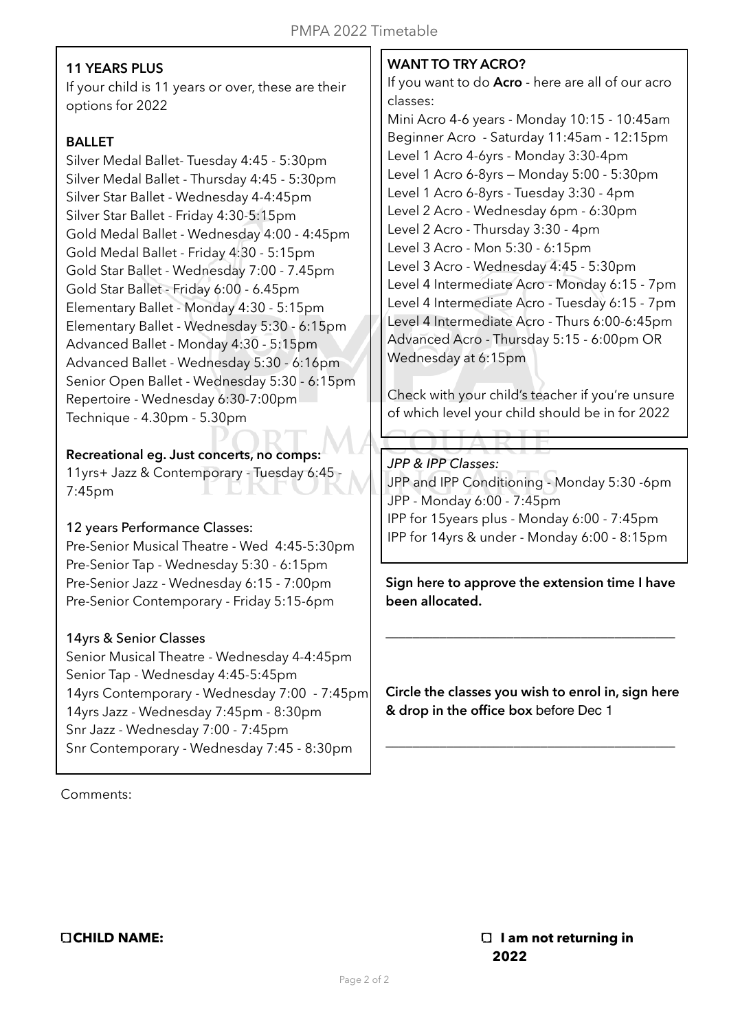PMPA 2022 Timetable

## 11 YEARS PLUS

If your child is 11 years or over, these are their options for 2022

### BALLET

Silver Medal Ballet- Tuesday 4:45 - 5:30pm
Silver Medal Ballet - Thursday 4:45 - 5:30pm
Silver Star Ballet - Wednesday 4-4:45pm
Silver Star Ballet - Friday 4:30-5:15pm
Gold Medal Ballet - Wednesday 4:00 - 4:45pm
Gold Medal Ballet - Friday 4:30 - 5:15pm
Gold Star Ballet - Wednesday 7:00 - 7.45pm
Gold Star Ballet - Friday 6:00 - 6.45pm
Elementary Ballet - Monday 4:30 - 5:15pm
Elementary Ballet - Wednesday 5:30 - 6:15pm
Advanced Ballet - Monday 4:30 - 5:15pm
Advanced Ballet - Wednesday 5:30 - 6:16pm
Senior Open Ballet - Wednesday 5:30 - 6:15pm
Repertoire - Wednesday 6:30-7:00pm
Technique - 4.30pm - 5.30pm

**Recreational eg. Just concerts, no comps:**
11yrs+ Jazz & Contemporary - Tuesday 6:45 - 7:45pm

12 years Performance Classes:
Pre-Senior Musical Theatre - Wed 4:45-5:30pm
Pre-Senior Tap - Wednesday 5:30 - 6:15pm
Pre-Senior Jazz - Wednesday 6:15 - 7:00pm
Pre-Senior Contemporary - Friday 5:15-6pm

14yrs & Senior Classes
Senior Musical Theatre - Wednesday 4-4:45pm
Senior Tap - Wednesday 4:45-5:45pm
14yrs Contemporary - Wednesday 7:00 - 7:45pm
14yrs Jazz - Wednesday 7:45pm - 8:30pm
Snr Jazz - Wednesday 7:00 - 7:45pm
Snr Contemporary - Wednesday 7:45 - 8:30pm

## WANT TO TRY ACRO?

If you want to do **Acro** - here are all of our acro classes:
Mini Acro 4-6 years - Monday 10:15 - 10:45am
Beginner Acro - Saturday 11:45am - 12:15pm
Level 1 Acro 4-6yrs - Monday 3:30-4pm
Level 1 Acro 6-8yrs — Monday 5:00 - 5:30pm
Level 1 Acro 6-8yrs - Tuesday 3:30 - 4pm
Level 2 Acro - Wednesday 6pm - 6:30pm
Level 2 Acro - Thursday 3:30 - 4pm
Level 3 Acro - Mon 5:30 - 6:15pm
Level 3 Acro - Wednesday 4:45 - 5:30pm
Level 4 Intermediate Acro - Monday 6:15 - 7pm
Level 4 Intermediate Acro - Tuesday 6:15 - 7pm
Level 4 Intermediate Acro - Thurs 6:00-6:45pm
Advanced Acro - Thursday 5:15 - 6:00pm OR Wednesday at 6:15pm

Check with your child's teacher if you're unsure of which level your child should be in for 2022

*JPP & IPP Classes:*
JPP and IPP Conditioning - Monday 5:30 -6pm
JPP - Monday 6:00 - 7:45pm
IPP for 15years plus - Monday 6:00 - 7:45pm
IPP for 14yrs & under - Monday 6:00 - 8:15pm

**Sign here to approve the extension time I have been allocated.**

_______________________________________

**Circle the classes you wish to enrol in, sign here & drop in the office box** before Dec 1

_______________________________________

Comments:

☐ **CHILD NAME:**

☐ **I am not returning in 2022**